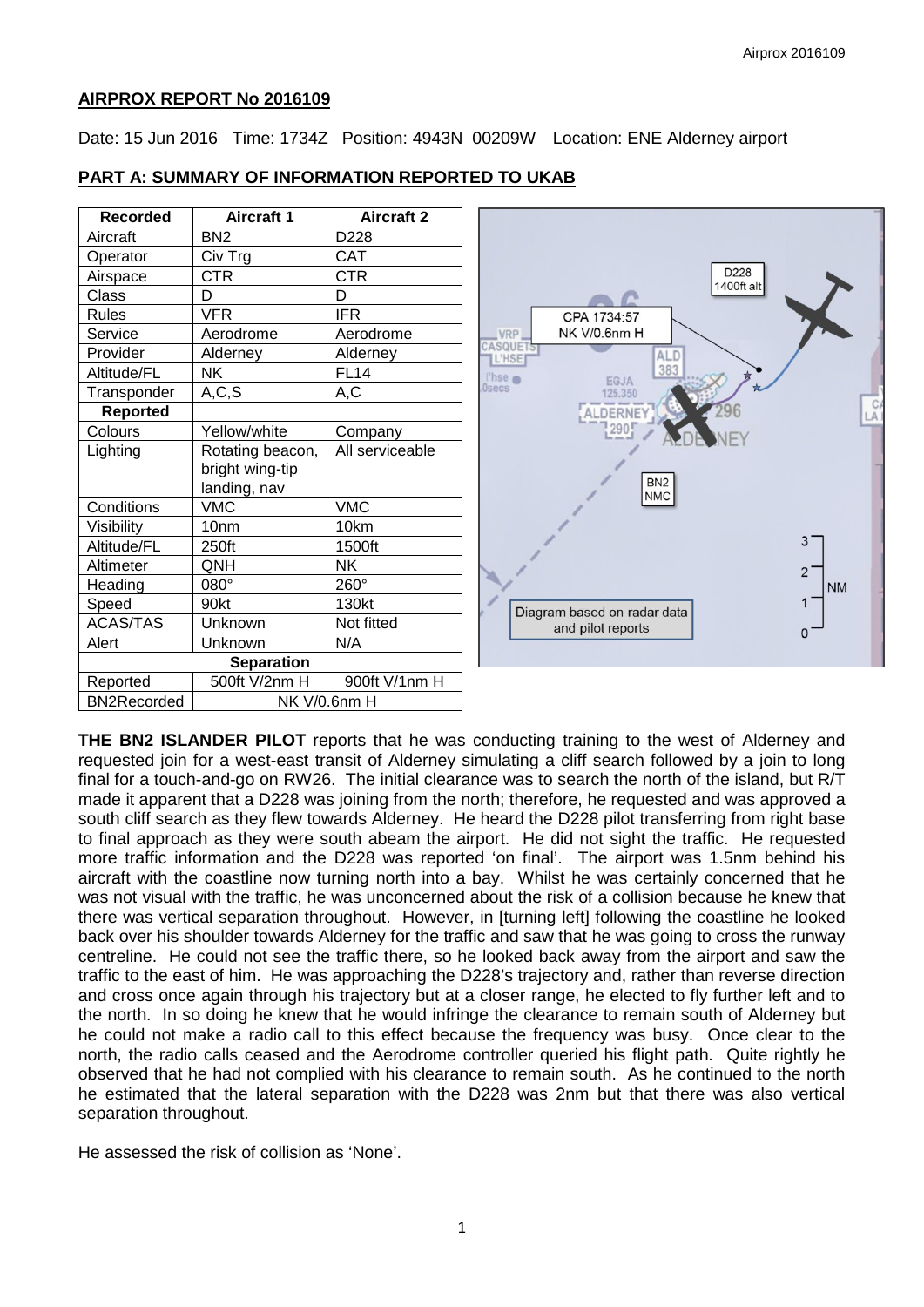## AIRPROX REPORT No 2016109

Date: 15 Jun 2016 Time: 1734Z Position: 4943N 00209W Location: ENE Alderney airport

## PART A: SUMMARY OF INFORMATION REPORTED TO UKAB

| Recorded | Aircraft 1 | Aircraft 2 |
|---|---|---|
| Aircraft | BN2 | D228 |
| Operator | Civ Trg | CAT |
| Airspace | CTR | CTR |
| Class | D | D |
| Rules | VFR | IFR |
| Service | Aerodrome | Aerodrome |
| Provider | Alderney | Alderney |
| Altitude/FL | NK | FL14 |
| Transponder | A,C,S | A,C |
| **Reported** | | |
| Colours | Yellow/white | Company |
| Lighting | Rotating beacon, bright wing-tip landing, nav | All serviceable |
| Conditions | VMC | VMC |
| Visibility | 10nm | 10km |
| Altitude/FL | 250ft | 1500ft |
| Altimeter | QNH | NK |
| Heading | 080° | 260° |
| Speed | 90kt | 130kt |
| ACAS/TAS | Unknown | Not fitted |
| Alert | Unknown | N/A |
| **Separation** | | |
| Reported | 500ft V/2nm H | 900ft V/1nm H |
| BN2Recorded | NK V/0.6nm H | |

CPA 1734:57 NK V/0.6nm H

D228 1400ft alt

BN2 NMC

Diagram based on radar data and pilot reports

**THE BN2 ISLANDER PILOT** reports that he was conducting training to the west of Alderney and requested join for a west-east transit of Alderney simulating a cliff search followed by a join to long final for a touch-and-go on RW26. The initial clearance was to search the north of the island, but R/T made it apparent that a D228 was joining from the north; therefore, he requested and was approved a south cliff search as they flew towards Alderney. He heard the D228 pilot transferring from right base to final approach as they were south abeam the airport. He did not sight the traffic. He requested more traffic information and the D228 was reported 'on final'. The airport was 1.5nm behind his aircraft with the coastline now turning north into a bay. Whilst he was certainly concerned that he was not visual with the traffic, he was unconcerned about the risk of a collision because he knew that there was vertical separation throughout. However, in [turning left] following the coastline he looked back over his shoulder towards Alderney for the traffic and saw that he was going to cross the runway centreline. He could not see the traffic there, so he looked back away from the airport and saw the traffic to the east of him. He was approaching the D228's trajectory and, rather than reverse direction and cross once again through his trajectory but at a closer range, he elected to fly further left and to the north. In so doing he knew that he would infringe the clearance to remain south of Alderney but he could not make a radio call to this effect because the frequency was busy. Once clear to the north, the radio calls ceased and the Aerodrome controller queried his flight path. Quite rightly he observed that he had not complied with his clearance to remain south. As he continued to the north he estimated that the lateral separation with the D228 was 2nm but that there was also vertical separation throughout.

He assessed the risk of collision as 'None'.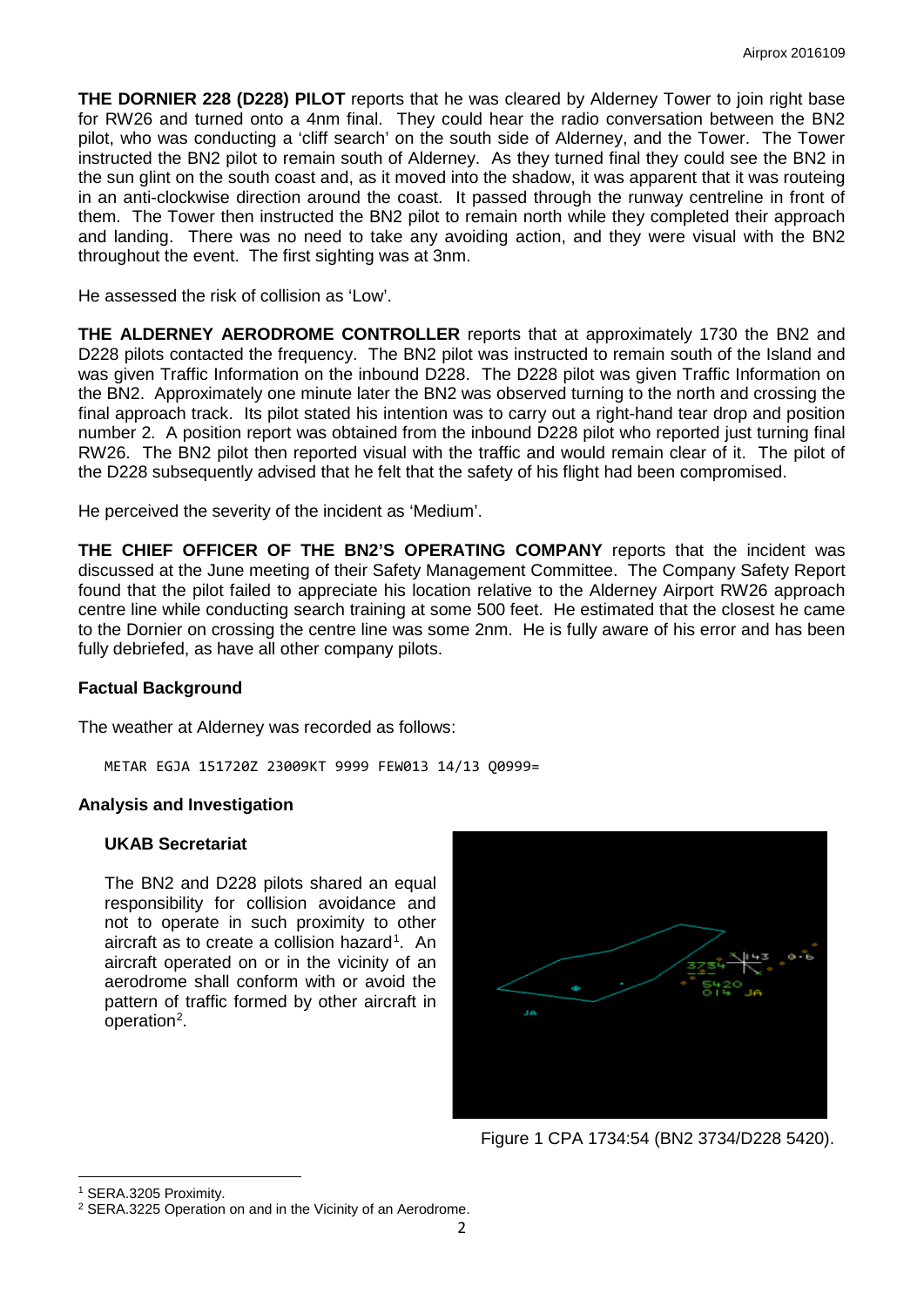**THE DORNIER 228 (D228) PILOT** reports that he was cleared by Alderney Tower to join right base for RW26 and turned onto a 4nm final. They could hear the radio conversation between the BN2 pilot, who was conducting a 'cliff search' on the south side of Alderney, and the Tower. The Tower instructed the BN2 pilot to remain south of Alderney. As they turned final they could see the BN2 in the sun glint on the south coast and, as it moved into the shadow, it was apparent that it was routeing in an anti-clockwise direction around the coast. It passed through the runway centreline in front of them. The Tower then instructed the BN2 pilot to remain north while they completed their approach and landing. There was no need to take any avoiding action, and they were visual with the BN2 throughout the event. The first sighting was at 3nm.

He assessed the risk of collision as 'Low'.

**THE ALDERNEY AERODROME CONTROLLER** reports that at approximately 1730 the BN2 and D228 pilots contacted the frequency. The BN2 pilot was instructed to remain south of the Island and was given Traffic Information on the inbound D228. The D228 pilot was given Traffic Information on the BN2. Approximately one minute later the BN2 was observed turning to the north and crossing the final approach track. Its pilot stated his intention was to carry out a right-hand tear drop and position number 2. A position report was obtained from the inbound D228 pilot who reported just turning final RW26. The BN2 pilot then reported visual with the traffic and would remain clear of it. The pilot of the D228 subsequently advised that he felt that the safety of his flight had been compromised.

He perceived the severity of the incident as 'Medium'.

**THE CHIEF OFFICER OF THE BN2'S OPERATING COMPANY** reports that the incident was discussed at the June meeting of their Safety Management Committee. The Company Safety Report found that the pilot failed to appreciate his location relative to the Alderney Airport RW26 approach centre line while conducting search training at some 500 feet. He estimated that the closest he came to the Dornier on crossing the centre line was some 2nm. He is fully aware of his error and has been fully debriefed, as have all other company pilots.

## Factual Background

The weather at Alderney was recorded as follows:

```
METAR EGJA 151720Z 23009KT 9999 FEW013 14/13 Q0999=
```

## Analysis and Investigation

### UKAB Secretariat

The BN2 and D228 pilots shared an equal responsibility for collision avoidance and not to operate in such proximity to other aircraft as to create a collision hazard[1]. An aircraft operated on or in the vicinity of an aerodrome shall conform with or avoid the pattern of traffic formed by other aircraft in operation[2].

Figure 1 CPA 1734:54 (BN2 3734/D228 5420).

---

[1] SERA.3205 Proximity.

[2] SERA.3225 Operation on and in the Vicinity of an Aerodrome.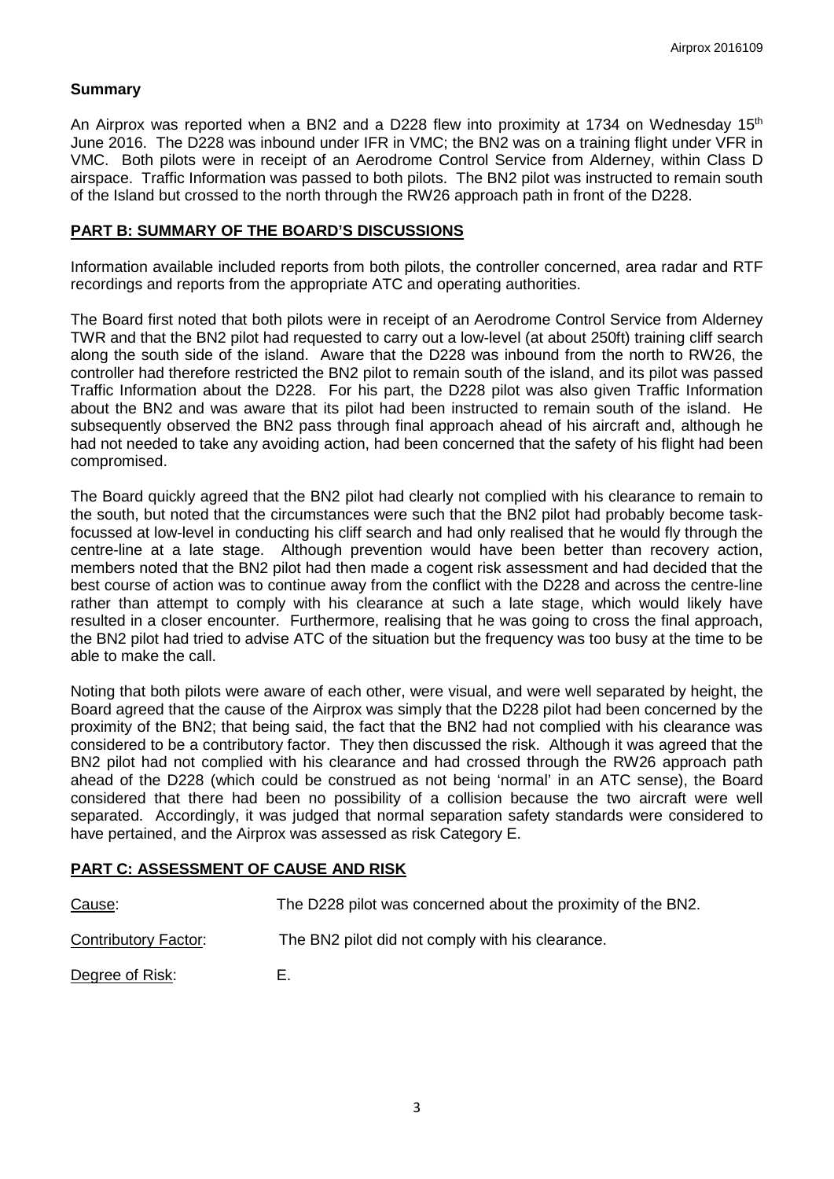**Summary**

An Airprox was reported when a BN2 and a D228 flew into proximity at 1734 on Wednesday 15th June 2016. The D228 was inbound under IFR in VMC; the BN2 was on a training flight under VFR in VMC. Both pilots were in receipt of an Aerodrome Control Service from Alderney, within Class D airspace. Traffic Information was passed to both pilots. The BN2 pilot was instructed to remain south of the Island but crossed to the north through the RW26 approach path in front of the D228.

## PART B: SUMMARY OF THE BOARD'S DISCUSSIONS

Information available included reports from both pilots, the controller concerned, area radar and RTF recordings and reports from the appropriate ATC and operating authorities.

The Board first noted that both pilots were in receipt of an Aerodrome Control Service from Alderney TWR and that the BN2 pilot had requested to carry out a low-level (at about 250ft) training cliff search along the south side of the island. Aware that the D228 was inbound from the north to RW26, the controller had therefore restricted the BN2 pilot to remain south of the island, and its pilot was passed Traffic Information about the D228. For his part, the D228 pilot was also given Traffic Information about the BN2 and was aware that its pilot had been instructed to remain south of the island. He subsequently observed the BN2 pass through final approach ahead of his aircraft and, although he had not needed to take any avoiding action, had been concerned that the safety of his flight had been compromised.

The Board quickly agreed that the BN2 pilot had clearly not complied with his clearance to remain to the south, but noted that the circumstances were such that the BN2 pilot had probably become task-focussed at low-level in conducting his cliff search and had only realised that he would fly through the centre-line at a late stage. Although prevention would have been better than recovery action, members noted that the BN2 pilot had then made a cogent risk assessment and had decided that the best course of action was to continue away from the conflict with the D228 and across the centre-line rather than attempt to comply with his clearance at such a late stage, which would likely have resulted in a closer encounter. Furthermore, realising that he was going to cross the final approach, the BN2 pilot had tried to advise ATC of the situation but the frequency was too busy at the time to be able to make the call.

Noting that both pilots were aware of each other, were visual, and were well separated by height, the Board agreed that the cause of the Airprox was simply that the D228 pilot had been concerned by the proximity of the BN2; that being said, the fact that the BN2 had not complied with his clearance was considered to be a contributory factor. They then discussed the risk. Although it was agreed that the BN2 pilot had not complied with his clearance and had crossed through the RW26 approach path ahead of the D228 (which could be construed as not being 'normal' in an ATC sense), the Board considered that there had been no possibility of a collision because the two aircraft were well separated. Accordingly, it was judged that normal separation safety standards were considered to have pertained, and the Airprox was assessed as risk Category E.

## PART C: ASSESSMENT OF CAUSE AND RISK

| | |
|---|---|
| Cause: | The D228 pilot was concerned about the proximity of the BN2. |
| Contributory Factor: | The BN2 pilot did not comply with his clearance. |
| Degree of Risk: | E. |